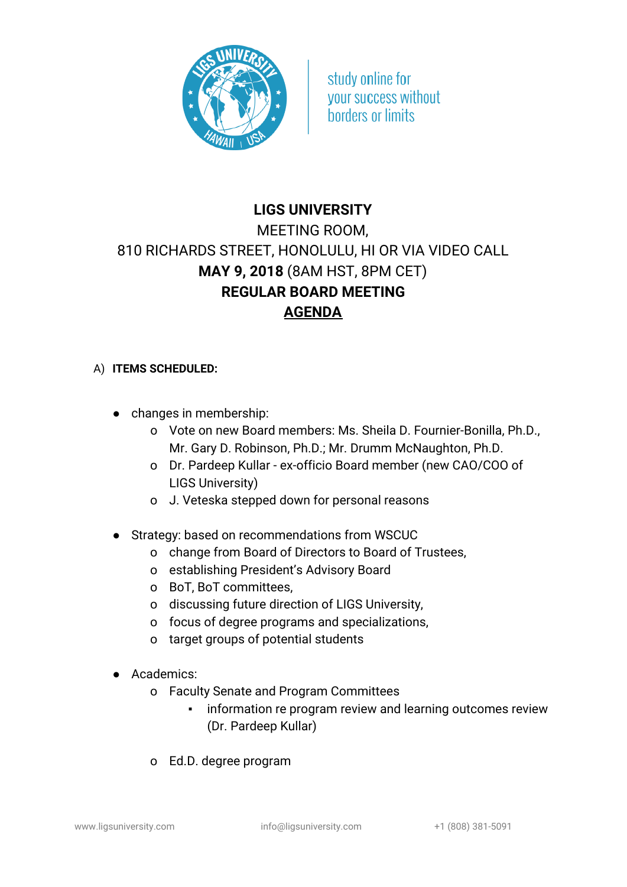study online for your success without borders or limits

**LIGS UNIVERSITY**

MEETING ROOM,

810 RICHARDS STREET, HONOLULU, HI OR VIA VIDEO CALL

**MAY 9, 2018** (8AM HST, 8PM CET)

**REGULAR BOARD MEETING**

**AGENDA**

A) **ITEMS SCHEDULED:**

- changes in membership:
  - Vote on new Board members: Ms. Sheila D. Fournier-Bonilla, Ph.D., Mr. Gary D. Robinson, Ph.D.; Mr. Drumm McNaughton, Ph.D.
  - Dr. Pardeep Kullar - ex-officio Board member (new CAO/COO of LIGS University)
  - J. Veteska stepped down for personal reasons

- Strategy: based on recommendations from WSCUC
  - change from Board of Directors to Board of Trustees,
  - establishing President's Advisory Board
  - BoT, BoT committees,
  - discussing future direction of LIGS University,
  - focus of degree programs and specializations,
  - target groups of potential students

- Academics:
  - Faculty Senate and Program Committees
    - information re program review and learning outcomes review (Dr. Pardeep Kullar)
  - Ed.D. degree program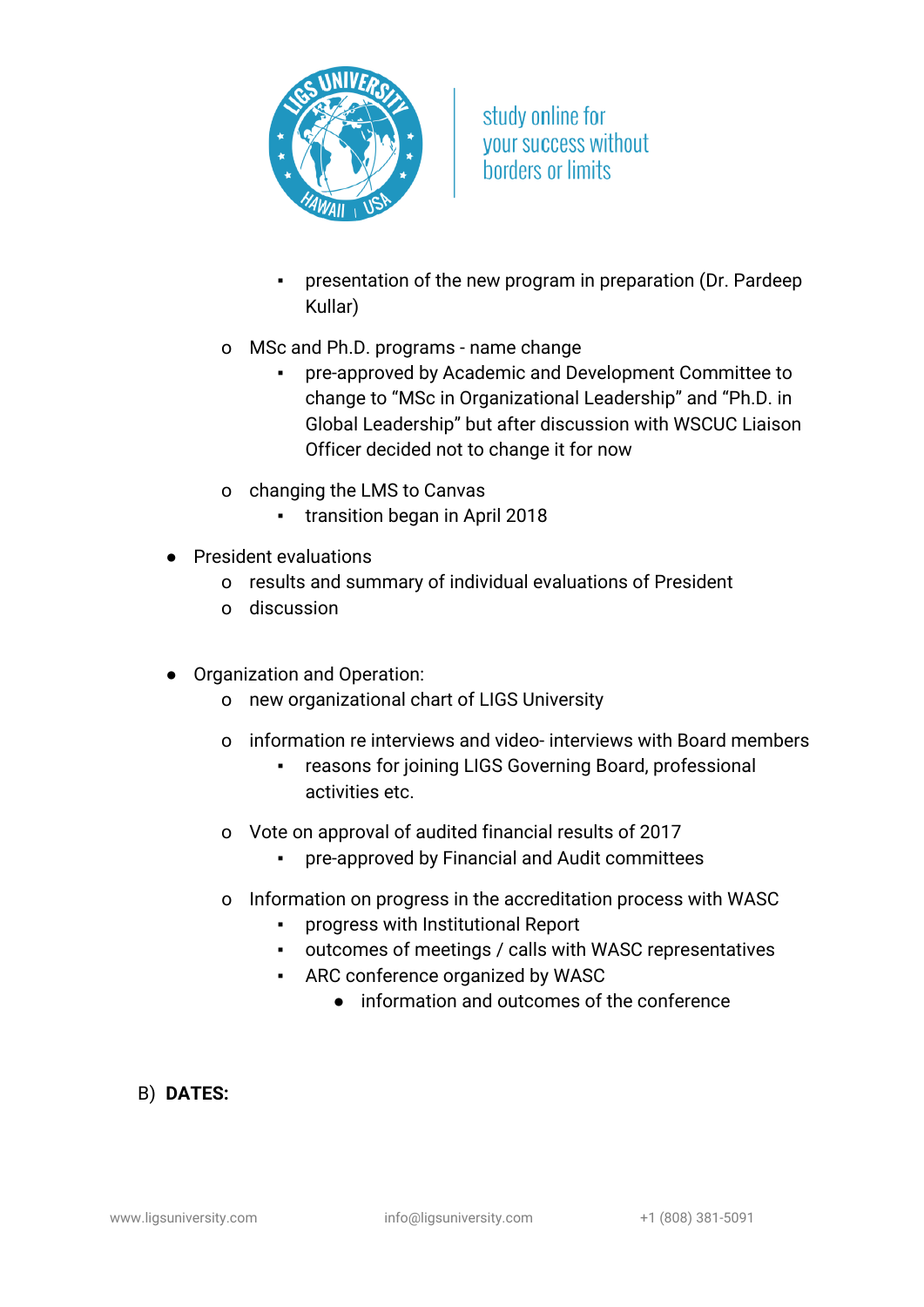- presentation of the new program in preparation (Dr. Pardeep Kullar)
    - MSc and Ph.D. programs - name change
        - pre-approved by Academic and Development Committee to change to “MSc in Organizational Leadership” and “Ph.D. in Global Leadership” but after discussion with WSCUC Liaison Officer decided not to change it for now
    - changing the LMS to Canvas
        - transition began in April 2018
- President evaluations
    - results and summary of individual evaluations of President
    - discussion
- Organization and Operation:
    - new organizational chart of LIGS University
    - information re interviews and video- interviews with Board members
        - reasons for joining LIGS Governing Board, professional activities etc.
    - Vote on approval of audited financial results of 2017
        - pre-approved by Financial and Audit committees
    - Information on progress in the accreditation process with WASC
        - progress with Institutional Report
        - outcomes of meetings / calls with WASC representatives
        - ARC conference organized by WASC
            - information and outcomes of the conference

B) **DATES:**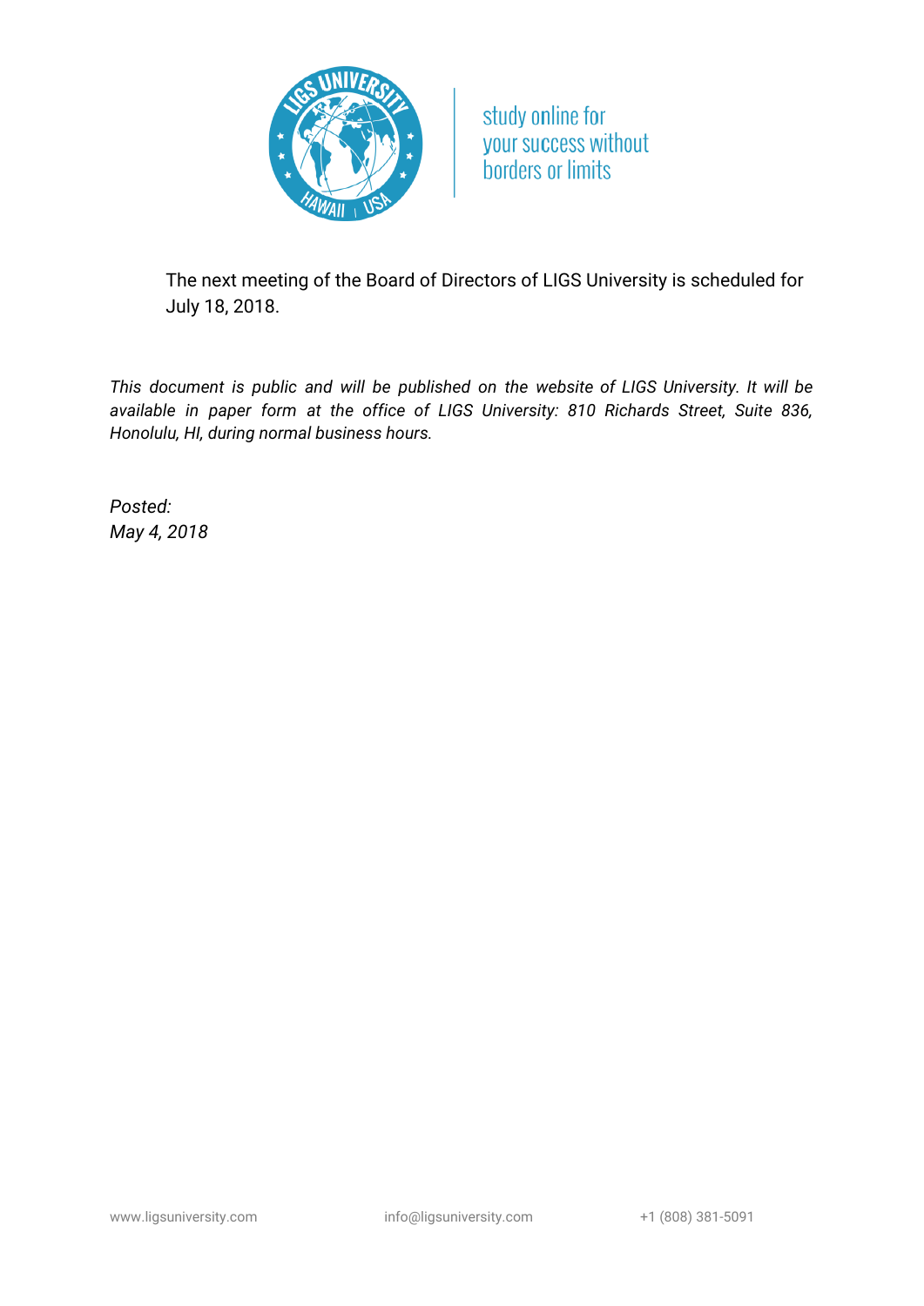The next meeting of the Board of Directors of LIGS University is scheduled for July 18, 2018.

*This document is public and will be published on the website of LIGS University. It will be available in paper form at the office of LIGS University: 810 Richards Street, Suite 836, Honolulu, HI, during normal business hours.*

*Posted:*
*May 4, 2018*